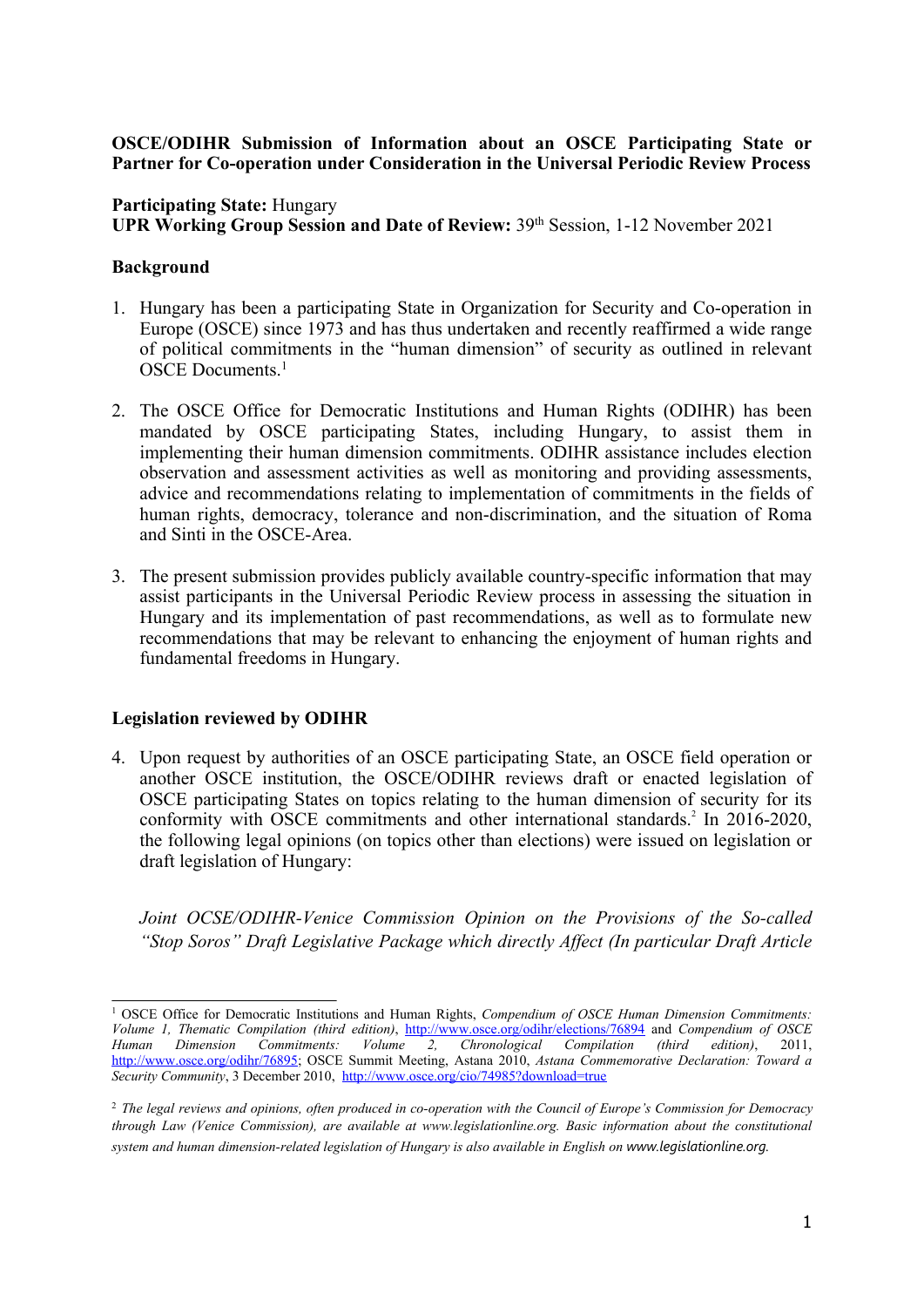**OSCE/ODIHR Submission of Information about an OSCE Participating State or Partner for Co-operation under Consideration in the Universal Periodic Review Process**

**Participating State:** Hungary
**UPR Working Group Session and Date of Review:** 39th Session, 1-12 November 2021

**Background**

1. Hungary has been a participating State in Organization for Security and Co-operation in Europe (OSCE) since 1973 and has thus undertaken and recently reaffirmed a wide range of political commitments in the "human dimension" of security as outlined in relevant OSCE Documents.[1]

2. The OSCE Office for Democratic Institutions and Human Rights (ODIHR) has been mandated by OSCE participating States, including Hungary, to assist them in implementing their human dimension commitments. ODIHR assistance includes election observation and assessment activities as well as monitoring and providing assessments, advice and recommendations relating to implementation of commitments in the fields of human rights, democracy, tolerance and non-discrimination, and the situation of Roma and Sinti in the OSCE-Area.

3. The present submission provides publicly available country-specific information that may assist participants in the Universal Periodic Review process in assessing the situation in Hungary and its implementation of past recommendations, as well as to formulate new recommendations that may be relevant to enhancing the enjoyment of human rights and fundamental freedoms in Hungary.

**Legislation reviewed by ODIHR**

4. Upon request by authorities of an OSCE participating State, an OSCE field operation or another OSCE institution, the OSCE/ODIHR reviews draft or enacted legislation of OSCE participating States on topics relating to the human dimension of security for its conformity with OSCE commitments and other international standards.[2] In 2016-2020, the following legal opinions (on topics other than elections) were issued on legislation or draft legislation of Hungary:

   *Joint OCSE/ODIHR-Venice Commission Opinion on the Provisions of the So-called "Stop Soros" Draft Legislative Package which directly Affect (In particular Draft Article*

---

[1] OSCE Office for Democratic Institutions and Human Rights, *Compendium of OSCE Human Dimension Commitments: Volume 1, Thematic Compilation (third edition)*, http://www.osce.org/odihr/elections/76894 and *Compendium of OSCE Human Dimension Commitments: Volume 2, Chronological Compilation (third edition)*, 2011, http://www.osce.org/odihr/76895; OSCE Summit Meeting, Astana 2010, *Astana Commemorative Declaration: Toward a Security Community*, 3 December 2010, http://www.osce.org/cio/74985?download=true

[2] *The legal reviews and opinions, often produced in co-operation with the Council of Europe's Commission for Democracy through Law (Venice Commission), are available at www.legislationline.org. Basic information about the constitutional system and human dimension-related legislation of Hungary is also available in English on* www.legislationline.org.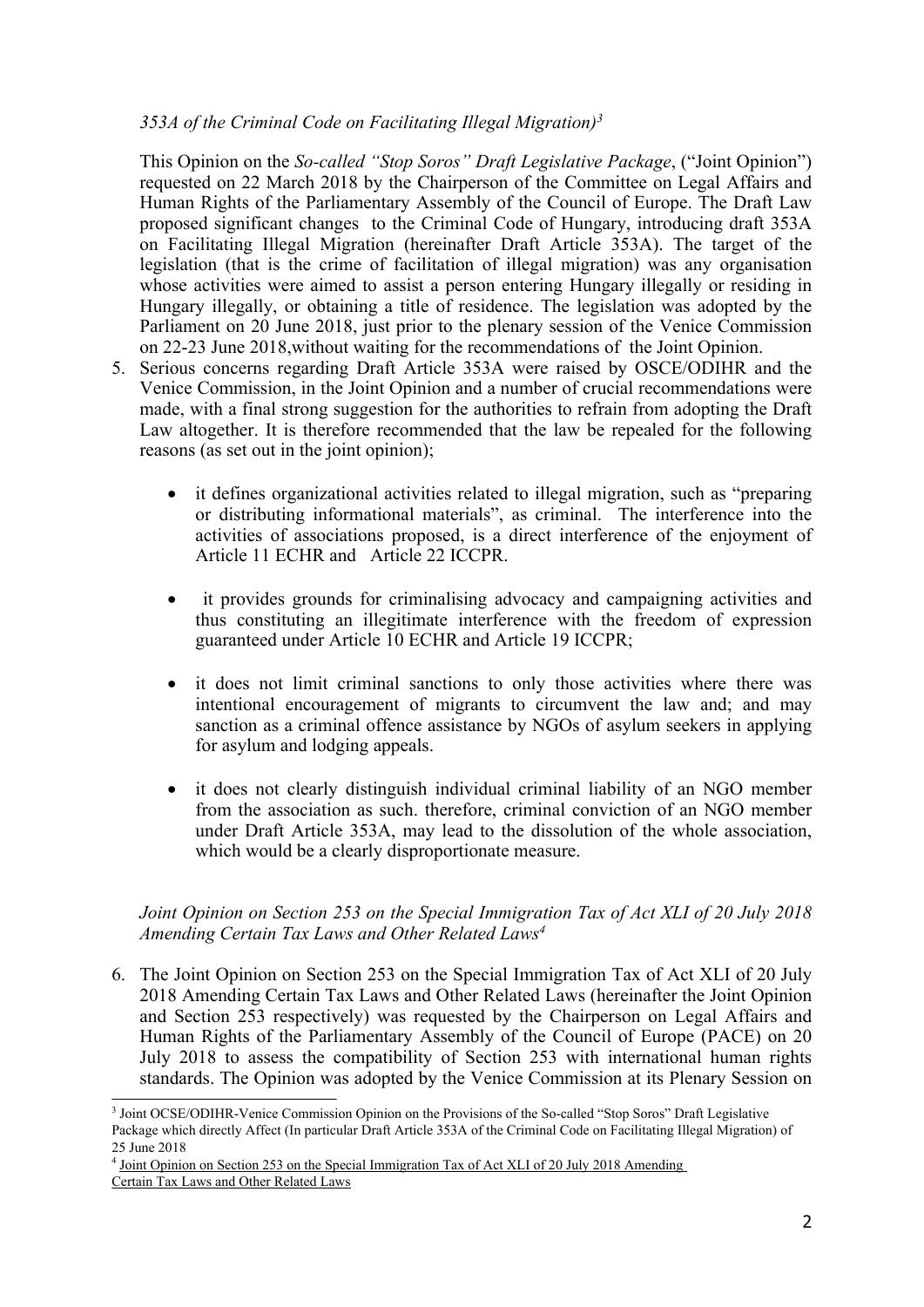*353A of the Criminal Code on Facilitating Illegal Migration)*[3]

This Opinion on the *So-called "Stop Soros" Draft Legislative Package*, ("Joint Opinion") requested on 22 March 2018 by the Chairperson of the Committee on Legal Affairs and Human Rights of the Parliamentary Assembly of the Council of Europe. The Draft Law proposed significant changes to the Criminal Code of Hungary, introducing draft 353A on Facilitating Illegal Migration (hereinafter Draft Article 353A). The target of the legislation (that is the crime of facilitation of illegal migration) was any organisation whose activities were aimed to assist a person entering Hungary illegally or residing in Hungary illegally, or obtaining a title of residence. The legislation was adopted by the Parliament on 20 June 2018, just prior to the plenary session of the Venice Commission on 22-23 June 2018,without waiting for the recommendations of the Joint Opinion.

5. Serious concerns regarding Draft Article 353A were raised by OSCE/ODIHR and the Venice Commission, in the Joint Opinion and a number of crucial recommendations were made, with a final strong suggestion for the authorities to refrain from adopting the Draft Law altogether. It is therefore recommended that the law be repealed for the following reasons (as set out in the joint opinion);

   - it defines organizational activities related to illegal migration, such as "preparing or distributing informational materials", as criminal. The interference into the activities of associations proposed, is a direct interference of the enjoyment of Article 11 ECHR and Article 22 ICCPR.

   - it provides grounds for criminalising advocacy and campaigning activities and thus constituting an illegitimate interference with the freedom of expression guaranteed under Article 10 ECHR and Article 19 ICCPR;

   - it does not limit criminal sanctions to only those activities where there was intentional encouragement of migrants to circumvent the law and; and may sanction as a criminal offence assistance by NGOs of asylum seekers in applying for asylum and lodging appeals.

   - it does not clearly distinguish individual criminal liability of an NGO member from the association as such. therefore, criminal conviction of an NGO member under Draft Article 353A, may lead to the dissolution of the whole association, which would be a clearly disproportionate measure.

*Joint Opinion on Section 253 on the Special Immigration Tax of Act XLI of 20 July 2018 Amending Certain Tax Laws and Other Related Laws*[4]

6. The Joint Opinion on Section 253 on the Special Immigration Tax of Act XLI of 20 July 2018 Amending Certain Tax Laws and Other Related Laws (hereinafter the Joint Opinion and Section 253 respectively) was requested by the Chairperson on Legal Affairs and Human Rights of the Parliamentary Assembly of the Council of Europe (PACE) on 20 July 2018 to assess the compatibility of Section 253 with international human rights standards. The Opinion was adopted by the Venice Commission at its Plenary Session on

---

[3] Joint OCSE/ODIHR-Venice Commission Opinion on the Provisions of the So-called "Stop Soros" Draft Legislative Package which directly Affect (In particular Draft Article 353A of the Criminal Code on Facilitating Illegal Migration) of 25 June 2018

[4] Joint Opinion on Section 253 on the Special Immigration Tax of Act XLI of 20 July 2018 Amending Certain Tax Laws and Other Related Laws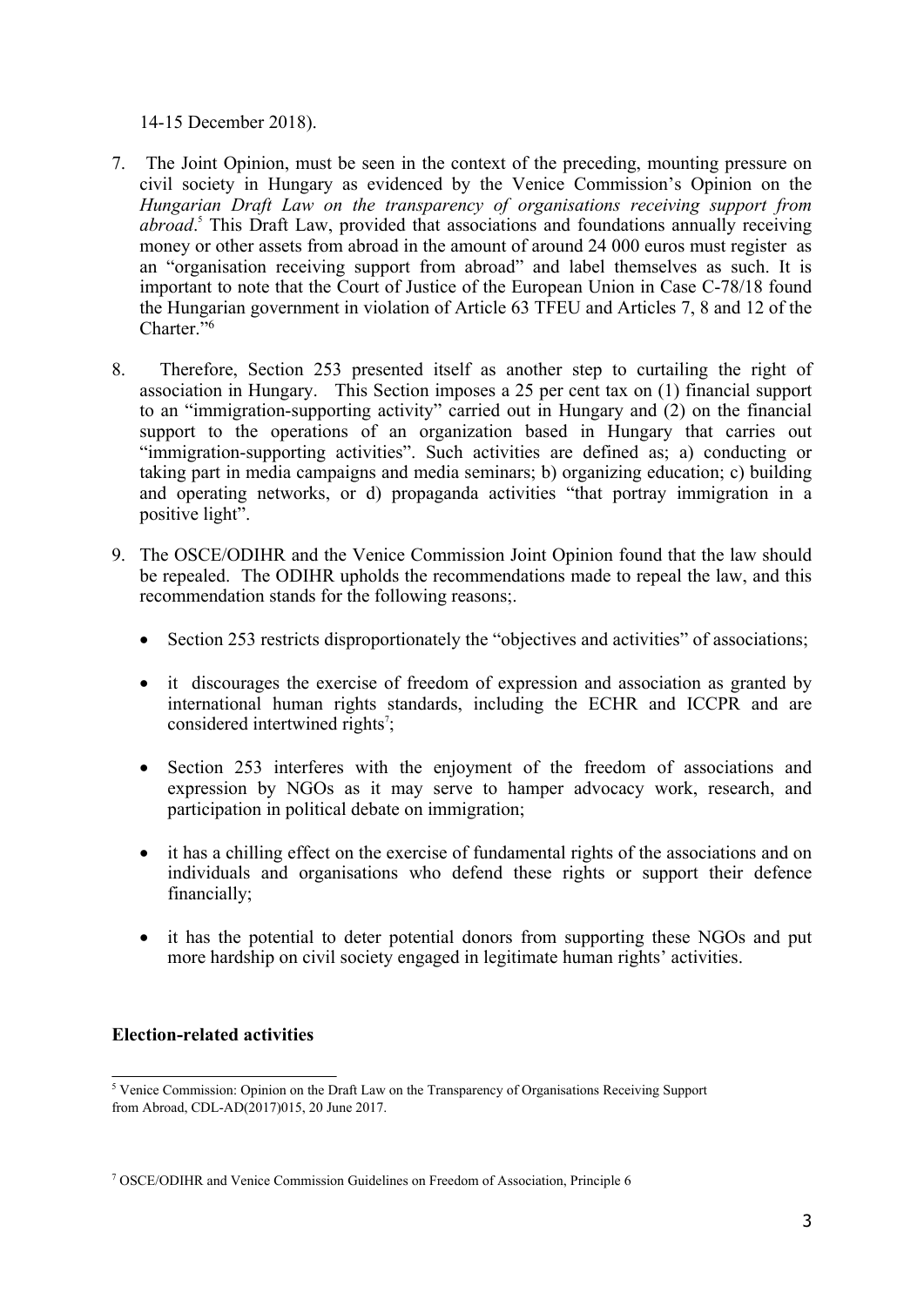14-15 December 2018).

7. The Joint Opinion, must be seen in the context of the preceding, mounting pressure on civil society in Hungary as evidenced by the Venice Commission's Opinion on the *Hungarian Draft Law on the transparency of organisations receiving support from abroad*.[5] This Draft Law, provided that associations and foundations annually receiving money or other assets from abroad in the amount of around 24 000 euros must register as an "organisation receiving support from abroad" and label themselves as such. It is important to note that the Court of Justice of the European Union in Case C-78/18 found the Hungarian government in violation of Article 63 TFEU and Articles 7, 8 and 12 of the Charter."[6]

8. Therefore, Section 253 presented itself as another step to curtailing the right of association in Hungary. This Section imposes a 25 per cent tax on (1) financial support to an "immigration-supporting activity" carried out in Hungary and (2) on the financial support to the operations of an organization based in Hungary that carries out "immigration-supporting activities". Such activities are defined as; a) conducting or taking part in media campaigns and media seminars; b) organizing education; c) building and operating networks, or d) propaganda activities "that portray immigration in a positive light".

9. The OSCE/ODIHR and the Venice Commission Joint Opinion found that the law should be repealed. The ODIHR upholds the recommendations made to repeal the law, and this recommendation stands for the following reasons;.

   - Section 253 restricts disproportionately the "objectives and activities" of associations;
   - it discourages the exercise of freedom of expression and association as granted by international human rights standards, including the ECHR and ICCPR and are considered intertwined rights[7];
   - Section 253 interferes with the enjoyment of the freedom of associations and expression by NGOs as it may serve to hamper advocacy work, research, and participation in political debate on immigration;
   - it has a chilling effect on the exercise of fundamental rights of the associations and on individuals and organisations who defend these rights or support their defence financially;
   - it has the potential to deter potential donors from supporting these NGOs and put more hardship on civil society engaged in legitimate human rights' activities.

**Election-related activities**

[5] Venice Commission: Opinion on the Draft Law on the Transparency of Organisations Receiving Support from Abroad, CDL-AD(2017)015, 20 June 2017.

[7] OSCE/ODIHR and Venice Commission Guidelines on Freedom of Association, Principle 6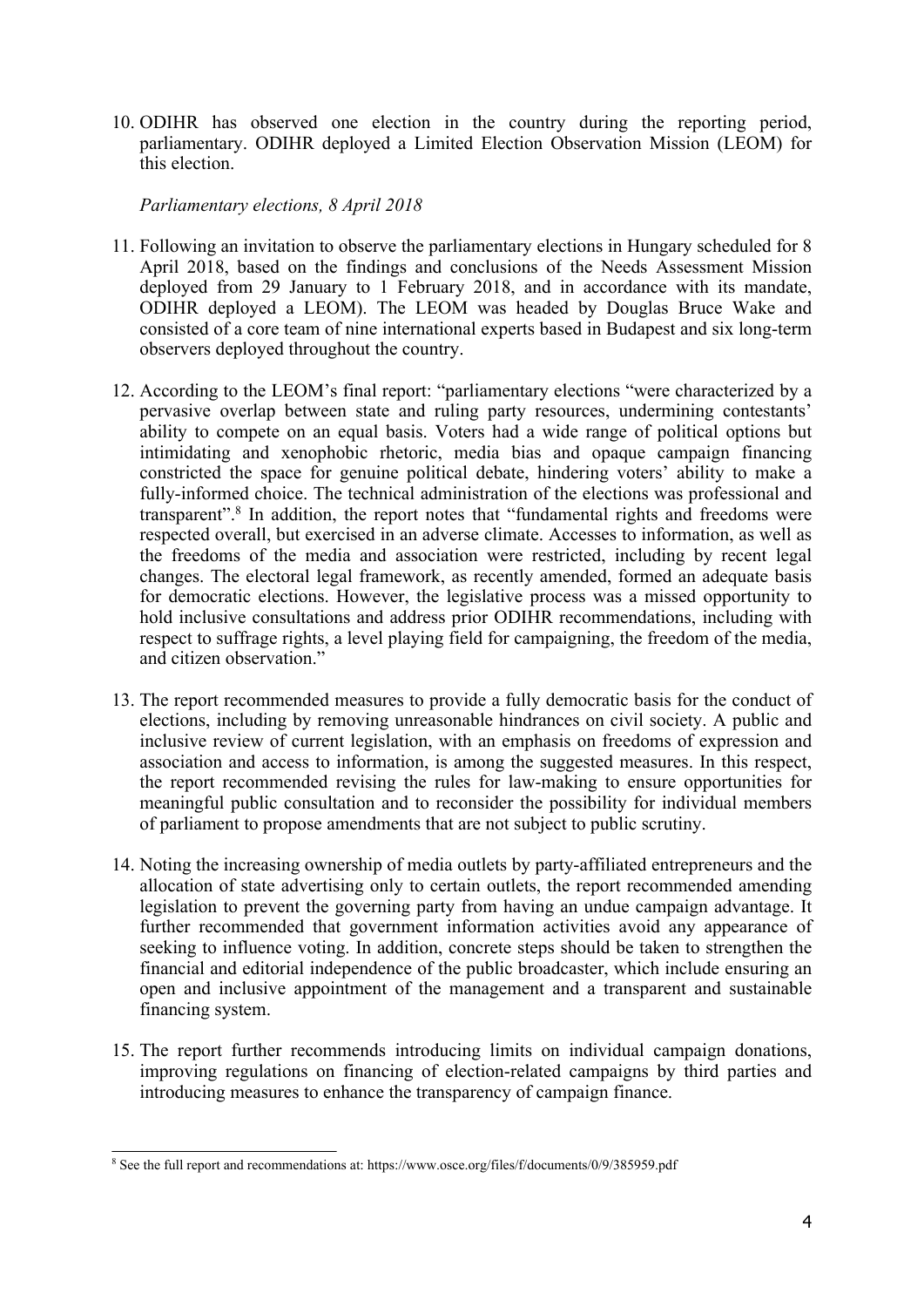10. ODIHR has observed one election in the country during the reporting period, parliamentary. ODIHR deployed a Limited Election Observation Mission (LEOM) for this election.

*Parliamentary elections, 8 April 2018*

11. Following an invitation to observe the parliamentary elections in Hungary scheduled for 8 April 2018, based on the findings and conclusions of the Needs Assessment Mission deployed from 29 January to 1 February 2018, and in accordance with its mandate, ODIHR deployed a LEOM). The LEOM was headed by Douglas Bruce Wake and consisted of a core team of nine international experts based in Budapest and six long-term observers deployed throughout the country.

12. According to the LEOM's final report: "parliamentary elections "were characterized by a pervasive overlap between state and ruling party resources, undermining contestants' ability to compete on an equal basis. Voters had a wide range of political options but intimidating and xenophobic rhetoric, media bias and opaque campaign financing constricted the space for genuine political debate, hindering voters' ability to make a fully-informed choice. The technical administration of the elections was professional and transparent".[8] In addition, the report notes that "fundamental rights and freedoms were respected overall, but exercised in an adverse climate. Accesses to information, as well as the freedoms of the media and association were restricted, including by recent legal changes. The electoral legal framework, as recently amended, formed an adequate basis for democratic elections. However, the legislative process was a missed opportunity to hold inclusive consultations and address prior ODIHR recommendations, including with respect to suffrage rights, a level playing field for campaigning, the freedom of the media, and citizen observation."

13. The report recommended measures to provide a fully democratic basis for the conduct of elections, including by removing unreasonable hindrances on civil society. A public and inclusive review of current legislation, with an emphasis on freedoms of expression and association and access to information, is among the suggested measures. In this respect, the report recommended revising the rules for law-making to ensure opportunities for meaningful public consultation and to reconsider the possibility for individual members of parliament to propose amendments that are not subject to public scrutiny.

14. Noting the increasing ownership of media outlets by party-affiliated entrepreneurs and the allocation of state advertising only to certain outlets, the report recommended amending legislation to prevent the governing party from having an undue campaign advantage. It further recommended that government information activities avoid any appearance of seeking to influence voting. In addition, concrete steps should be taken to strengthen the financial and editorial independence of the public broadcaster, which include ensuring an open and inclusive appointment of the management and a transparent and sustainable financing system.

15. The report further recommends introducing limits on individual campaign donations, improving regulations on financing of election-related campaigns by third parties and introducing measures to enhance the transparency of campaign finance.

---

[8] See the full report and recommendations at: https://www.osce.org/files/f/documents/0/9/385959.pdf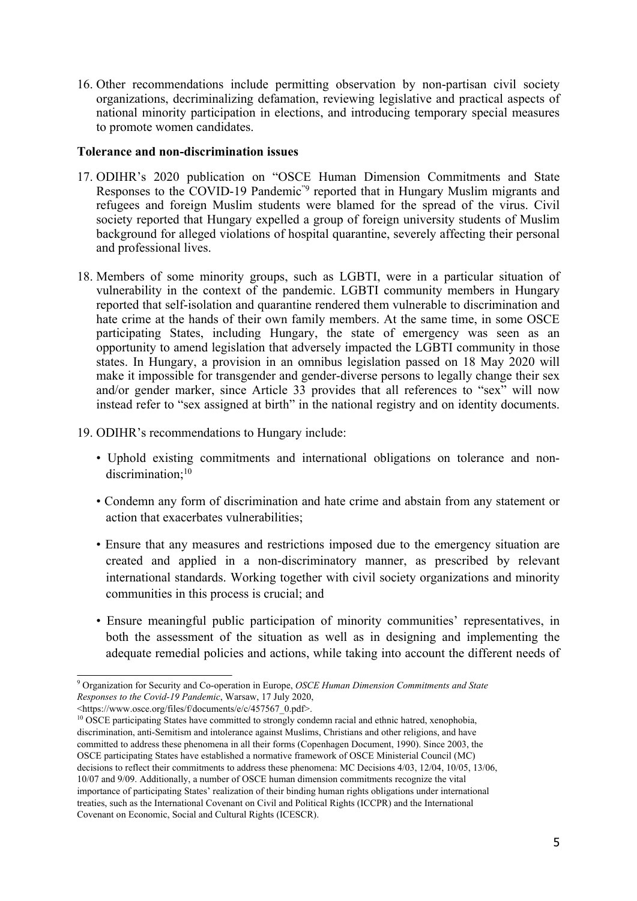16. Other recommendations include permitting observation by non-partisan civil society organizations, decriminalizing defamation, reviewing legislative and practical aspects of national minority participation in elections, and introducing temporary special measures to promote women candidates.

**Tolerance and non-discrimination issues**

17. ODIHR's 2020 publication on "OSCE Human Dimension Commitments and State Responses to the COVID-19 Pandemic"[9] reported that in Hungary Muslim migrants and refugees and foreign Muslim students were blamed for the spread of the virus. Civil society reported that Hungary expelled a group of foreign university students of Muslim background for alleged violations of hospital quarantine, severely affecting their personal and professional lives.

18. Members of some minority groups, such as LGBTI, were in a particular situation of vulnerability in the context of the pandemic. LGBTI community members in Hungary reported that self-isolation and quarantine rendered them vulnerable to discrimination and hate crime at the hands of their own family members. At the same time, in some OSCE participating States, including Hungary, the state of emergency was seen as an opportunity to amend legislation that adversely impacted the LGBTI community in those states. In Hungary, a provision in an omnibus legislation passed on 18 May 2020 will make it impossible for transgender and gender-diverse persons to legally change their sex and/or gender marker, since Article 33 provides that all references to "sex" will now instead refer to "sex assigned at birth" in the national registry and on identity documents.

19. ODIHR's recommendations to Hungary include:

    - Uphold existing commitments and international obligations on tolerance and non-discrimination;[10]
    - Condemn any form of discrimination and hate crime and abstain from any statement or action that exacerbates vulnerabilities;
    - Ensure that any measures and restrictions imposed due to the emergency situation are created and applied in a non-discriminatory manner, as prescribed by relevant international standards. Working together with civil society organizations and minority communities in this process is crucial; and
    - Ensure meaningful public participation of minority communities' representatives, in both the assessment of the situation as well as in designing and implementing the adequate remedial policies and actions, while taking into account the different needs of

---

[9] Organization for Security and Co-operation in Europe, *OSCE Human Dimension Commitments and State Responses to the Covid-19 Pandemic*, Warsaw, 17 July 2020, <https://www.osce.org/files/f/documents/e/c/457567_0.pdf>.

[10] OSCE participating States have committed to strongly condemn racial and ethnic hatred, xenophobia, discrimination, anti-Semitism and intolerance against Muslims, Christians and other religions, and have committed to address these phenomena in all their forms (Copenhagen Document, 1990). Since 2003, the OSCE participating States have established a normative framework of OSCE Ministerial Council (MC) decisions to reflect their commitments to address these phenomena: MC Decisions 4/03, 12/04, 10/05, 13/06, 10/07 and 9/09. Additionally, a number of OSCE human dimension commitments recognize the vital importance of participating States' realization of their binding human rights obligations under international treaties, such as the International Covenant on Civil and Political Rights (ICCPR) and the International Covenant on Economic, Social and Cultural Rights (ICESCR).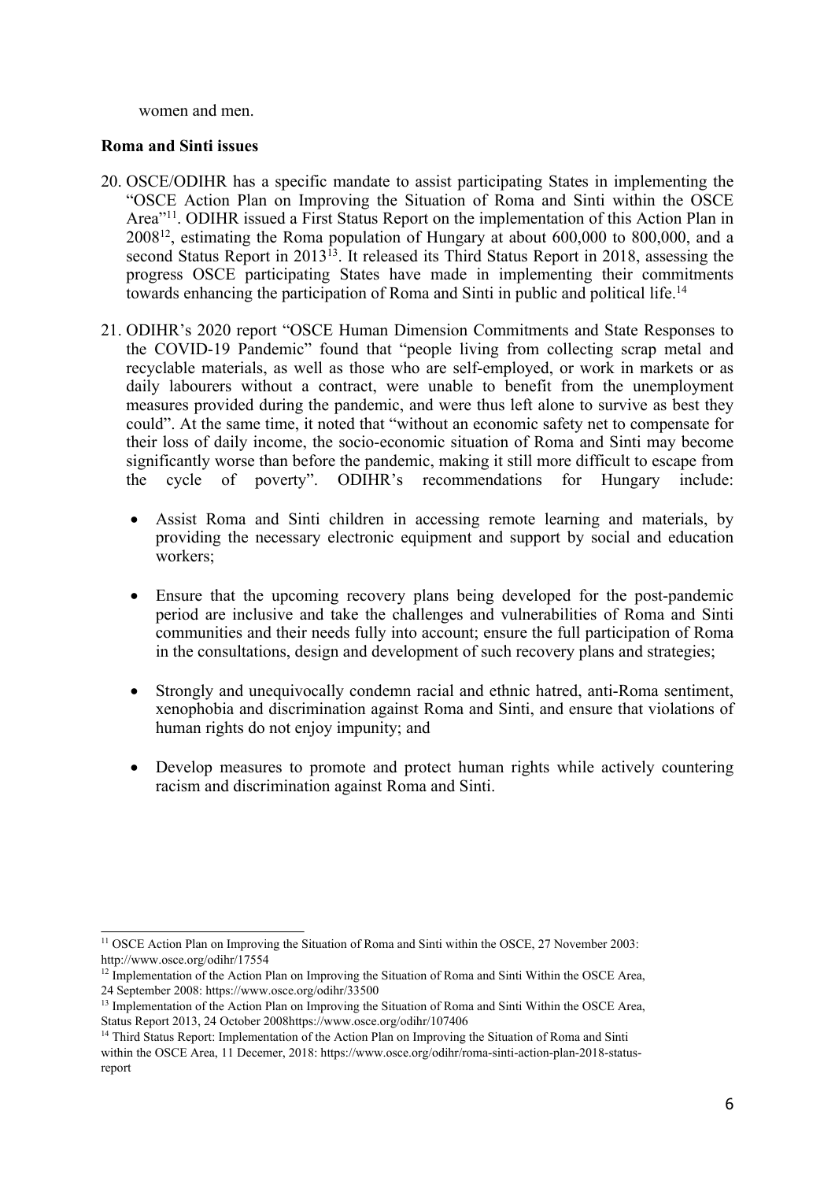women and men.

**Roma and Sinti issues**

20. OSCE/ODIHR has a specific mandate to assist participating States in implementing the "OSCE Action Plan on Improving the Situation of Roma and Sinti within the OSCE Area"[11]. ODIHR issued a First Status Report on the implementation of this Action Plan in 2008[12], estimating the Roma population of Hungary at about 600,000 to 800,000, and a second Status Report in 2013[13]. It released its Third Status Report in 2018, assessing the progress OSCE participating States have made in implementing their commitments towards enhancing the participation of Roma and Sinti in public and political life.[14]

21. ODIHR's 2020 report "OSCE Human Dimension Commitments and State Responses to the COVID-19 Pandemic" found that "people living from collecting scrap metal and recyclable materials, as well as those who are self-employed, or work in markets or as daily labourers without a contract, were unable to benefit from the unemployment measures provided during the pandemic, and were thus left alone to survive as best they could". At the same time, it noted that "without an economic safety net to compensate for their loss of daily income, the socio-economic situation of Roma and Sinti may become significantly worse than before the pandemic, making it still more difficult to escape from the cycle of poverty". ODIHR's recommendations for Hungary include:

    - Assist Roma and Sinti children in accessing remote learning and materials, by providing the necessary electronic equipment and support by social and education workers;

    - Ensure that the upcoming recovery plans being developed for the post-pandemic period are inclusive and take the challenges and vulnerabilities of Roma and Sinti communities and their needs fully into account; ensure the full participation of Roma in the consultations, design and development of such recovery plans and strategies;

    - Strongly and unequivocally condemn racial and ethnic hatred, anti-Roma sentiment, xenophobia and discrimination against Roma and Sinti, and ensure that violations of human rights do not enjoy impunity; and

    - Develop measures to promote and protect human rights while actively countering racism and discrimination against Roma and Sinti.

---

[11] OSCE Action Plan on Improving the Situation of Roma and Sinti within the OSCE, 27 November 2003: http://www.osce.org/odihr/17554

[12] Implementation of the Action Plan on Improving the Situation of Roma and Sinti Within the OSCE Area, 24 September 2008: https://www.osce.org/odihr/33500

[13] Implementation of the Action Plan on Improving the Situation of Roma and Sinti Within the OSCE Area, Status Report 2013, 24 October 2008https://www.osce.org/odihr/107406

[14] Third Status Report: Implementation of the Action Plan on Improving the Situation of Roma and Sinti within the OSCE Area, 11 Decemer, 2018: https://www.osce.org/odihr/roma-sinti-action-plan-2018-status-report